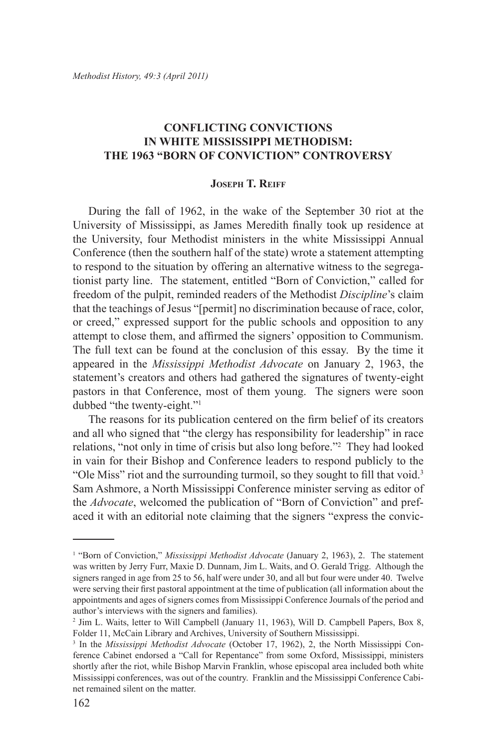# CONFLICTING CONVICTIONS IN WHITE MISSISSIPPI METHODISM: THE 1963 "BORN OF CONVICTION" CONTROVERSY

**Joseph T. Reiff**

During the fall of 1962, in the wake of the September 30 riot at the University of Mississippi, as James Meredith finally took up residence at the University, four Methodist ministers in the white Mississippi Annual Conference (then the southern half of the state) wrote a statement attempting to respond to the situation by offering an alternative witness to the segregationist party line. The statement, entitled "Born of Conviction," called for freedom of the pulpit, reminded readers of the Methodist *Discipline*'s claim that the teachings of Jesus "[permit] no discrimination because of race, color, or creed," expressed support for the public schools and opposition to any attempt to close them, and affirmed the signers' opposition to Communism. The full text can be found at the conclusion of this essay. By the time it appeared in the *Mississippi Methodist Advocate* on January 2, 1963, the statement's creators and others had gathered the signatures of twenty-eight pastors in that Conference, most of them young. The signers were soon dubbed "the twenty-eight."[1]

The reasons for its publication centered on the firm belief of its creators and all who signed that "the clergy has responsibility for leadership" in race relations, "not only in time of crisis but also long before."[2] They had looked in vain for their Bishop and Conference leaders to respond publicly to the "Ole Miss" riot and the surrounding turmoil, so they sought to fill that void.[3] Sam Ashmore, a North Mississippi Conference minister serving as editor of the *Advocate*, welcomed the publication of "Born of Conviction" and prefaced it with an editorial note claiming that the signers "express the convic-

---

[1] "Born of Conviction," *Mississippi Methodist Advocate* (January 2, 1963), 2. The statement was written by Jerry Furr, Maxie D. Dunnam, Jim L. Waits, and O. Gerald Trigg. Although the signers ranged in age from 25 to 56, half were under 30, and all but four were under 40. Twelve were serving their first pastoral appointment at the time of publication (all information about the appointments and ages of signers comes from Mississippi Conference Journals of the period and author's interviews with the signers and families).

[2] Jim L. Waits, letter to Will Campbell (January 11, 1963), Will D. Campbell Papers, Box 8, Folder 11, McCain Library and Archives, University of Southern Mississippi.

[3] In the *Mississippi Methodist Advocate* (October 17, 1962), 2, the North Mississippi Conference Cabinet endorsed a "Call for Repentance" from some Oxford, Mississippi, ministers shortly after the riot, while Bishop Marvin Franklin, whose episcopal area included both white Mississippi conferences, was out of the country. Franklin and the Mississippi Conference Cabinet remained silent on the matter.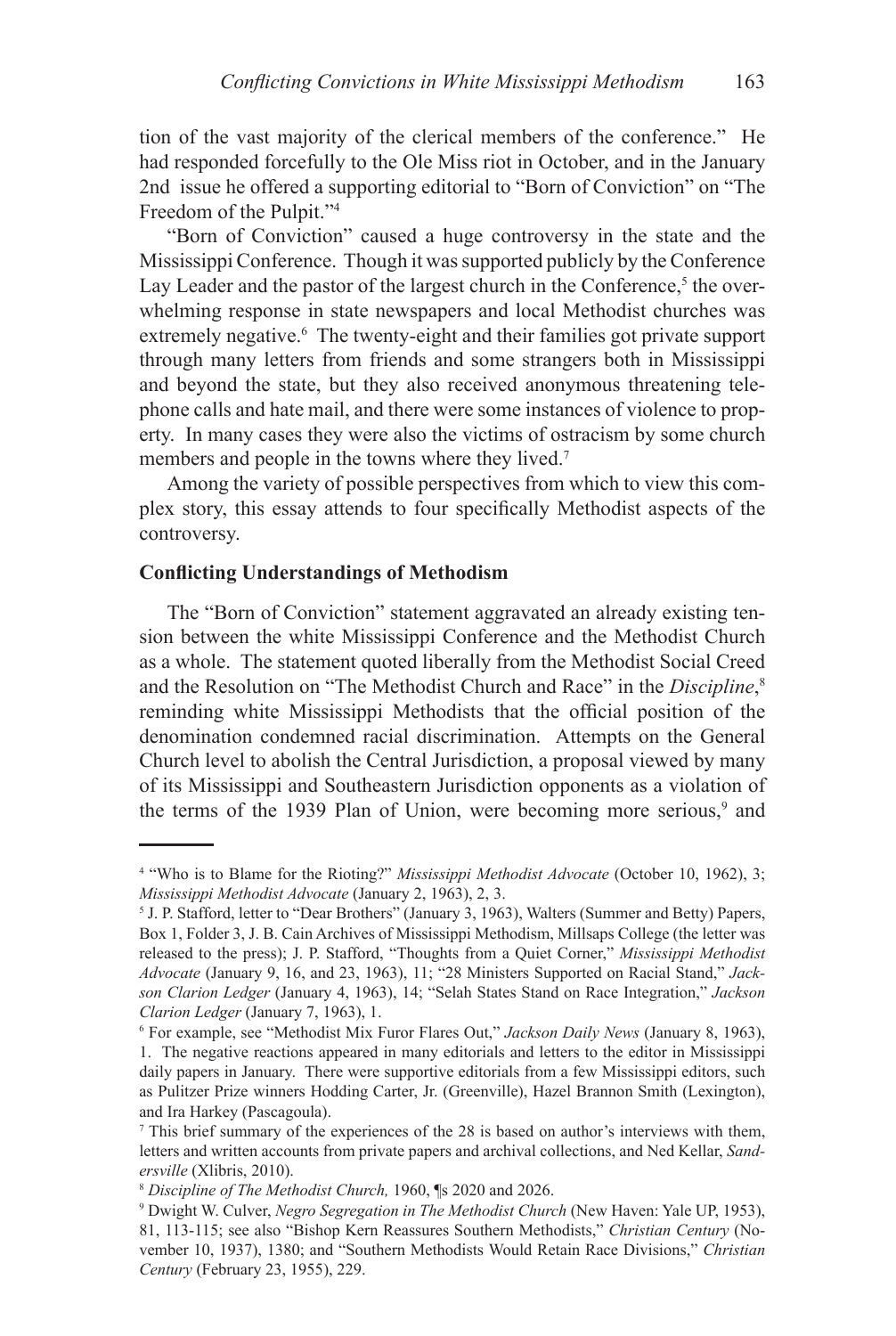tion of the vast majority of the clerical members of the conference." He had responded forcefully to the Ole Miss riot in October, and in the January 2nd issue he offered a supporting editorial to "Born of Conviction" on "The Freedom of the Pulpit."[4]

"Born of Conviction" caused a huge controversy in the state and the Mississippi Conference. Though it was supported publicly by the Conference Lay Leader and the pastor of the largest church in the Conference,[5] the overwhelming response in state newspapers and local Methodist churches was extremely negative.[6] The twenty-eight and their families got private support through many letters from friends and some strangers both in Mississippi and beyond the state, but they also received anonymous threatening telephone calls and hate mail, and there were some instances of violence to property. In many cases they were also the victims of ostracism by some church members and people in the towns where they lived.[7]

Among the variety of possible perspectives from which to view this complex story, this essay attends to four specifically Methodist aspects of the controversy.

**Conflicting Understandings of Methodism**

The "Born of Conviction" statement aggravated an already existing tension between the white Mississippi Conference and the Methodist Church as a whole. The statement quoted liberally from the Methodist Social Creed and the Resolution on "The Methodist Church and Race" in the *Discipline*,[8] reminding white Mississippi Methodists that the official position of the denomination condemned racial discrimination. Attempts on the General Church level to abolish the Central Jurisdiction, a proposal viewed by many of its Mississippi and Southeastern Jurisdiction opponents as a violation of the terms of the 1939 Plan of Union, were becoming more serious,[9] and

---

[4] "Who is to Blame for the Rioting?" *Mississippi Methodist Advocate* (October 10, 1962), 3; *Mississippi Methodist Advocate* (January 2, 1963), 2, 3.

[5] J. P. Stafford, letter to "Dear Brothers" (January 3, 1963), Walters (Summer and Betty) Papers, Box 1, Folder 3, J. B. Cain Archives of Mississippi Methodism, Millsaps College (the letter was released to the press); J. P. Stafford, "Thoughts from a Quiet Corner," *Mississippi Methodist Advocate* (January 9, 16, and 23, 1963), 11; "28 Ministers Supported on Racial Stand," *Jackson Clarion Ledger* (January 4, 1963), 14; "Selah States Stand on Race Integration," *Jackson Clarion Ledger* (January 7, 1963), 1.

[6] For example, see "Methodist Mix Furor Flares Out," *Jackson Daily News* (January 8, 1963), 1. The negative reactions appeared in many editorials and letters to the editor in Mississippi daily papers in January. There were supportive editorials from a few Mississippi editors, such as Pulitzer Prize winners Hodding Carter, Jr. (Greenville), Hazel Brannon Smith (Lexington), and Ira Harkey (Pascagoula).

[7] This brief summary of the experiences of the 28 is based on author's interviews with them, letters and written accounts from private papers and archival collections, and Ned Kellar, *Sandersville* (Xlibris, 2010).

[8] *Discipline of The Methodist Church,* 1960, ¶s 2020 and 2026.

[9] Dwight W. Culver, *Negro Segregation in The Methodist Church* (New Haven: Yale UP, 1953), 81, 113-115; see also "Bishop Kern Reassures Southern Methodists," *Christian Century* (November 10, 1937), 1380; and "Southern Methodists Would Retain Race Divisions," *Christian Century* (February 23, 1955), 229.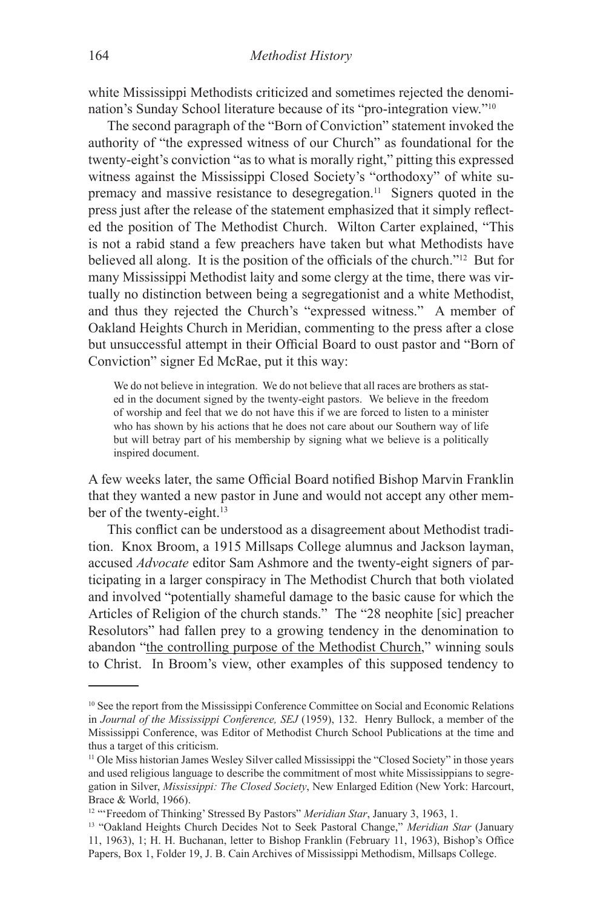white Mississippi Methodists criticized and sometimes rejected the denomination's Sunday School literature because of its "pro-integration view."[10]

The second paragraph of the "Born of Conviction" statement invoked the authority of "the expressed witness of our Church" as foundational for the twenty-eight's conviction "as to what is morally right," pitting this expressed witness against the Mississippi Closed Society's "orthodoxy" of white supremacy and massive resistance to desegregation.[11] Signers quoted in the press just after the release of the statement emphasized that it simply reflected the position of The Methodist Church. Wilton Carter explained, "This is not a rabid stand a few preachers have taken but what Methodists have believed all along. It is the position of the officials of the church."[12] But for many Mississippi Methodist laity and some clergy at the time, there was virtually no distinction between being a segregationist and a white Methodist, and thus they rejected the Church's "expressed witness." A member of Oakland Heights Church in Meridian, commenting to the press after a close but unsuccessful attempt in their Official Board to oust pastor and "Born of Conviction" signer Ed McRae, put it this way:

> We do not believe in integration. We do not believe that all races are brothers as stated in the document signed by the twenty-eight pastors. We believe in the freedom of worship and feel that we do not have this if we are forced to listen to a minister who has shown by his actions that he does not care about our Southern way of life but will betray part of his membership by signing what we believe is a politically inspired document.

A few weeks later, the same Official Board notified Bishop Marvin Franklin that they wanted a new pastor in June and would not accept any other member of the twenty-eight.[13]

This conflict can be understood as a disagreement about Methodist tradition. Knox Broom, a 1915 Millsaps College alumnus and Jackson layman, accused *Advocate* editor Sam Ashmore and the twenty-eight signers of participating in a larger conspiracy in The Methodist Church that both violated and involved "potentially shameful damage to the basic cause for which the Articles of Religion of the church stands." The "28 neophite [sic] preacher Resolutors" had fallen prey to a growing tendency in the denomination to abandon "<u>the controlling purpose of the Methodist Church</u>," winning souls to Christ. In Broom's view, other examples of this supposed tendency to

---

[10] See the report from the Mississippi Conference Committee on Social and Economic Relations in *Journal of the Mississippi Conference, SEJ* (1959), 132. Henry Bullock, a member of the Mississippi Conference, was Editor of Methodist Church School Publications at the time and thus a target of this criticism.

[11] Ole Miss historian James Wesley Silver called Mississippi the "Closed Society" in those years and used religious language to describe the commitment of most white Mississippians to segregation in Silver, *Mississippi: The Closed Society*, New Enlarged Edition (New York: Harcourt, Brace & World, 1966).

[12] "'Freedom of Thinking' Stressed By Pastors" *Meridian Star*, January 3, 1963, 1.

[13] "Oakland Heights Church Decides Not to Seek Pastoral Change," *Meridian Star* (January 11, 1963), 1; H. H. Buchanan, letter to Bishop Franklin (February 11, 1963), Bishop's Office Papers, Box 1, Folder 19, J. B. Cain Archives of Mississippi Methodism, Millsaps College.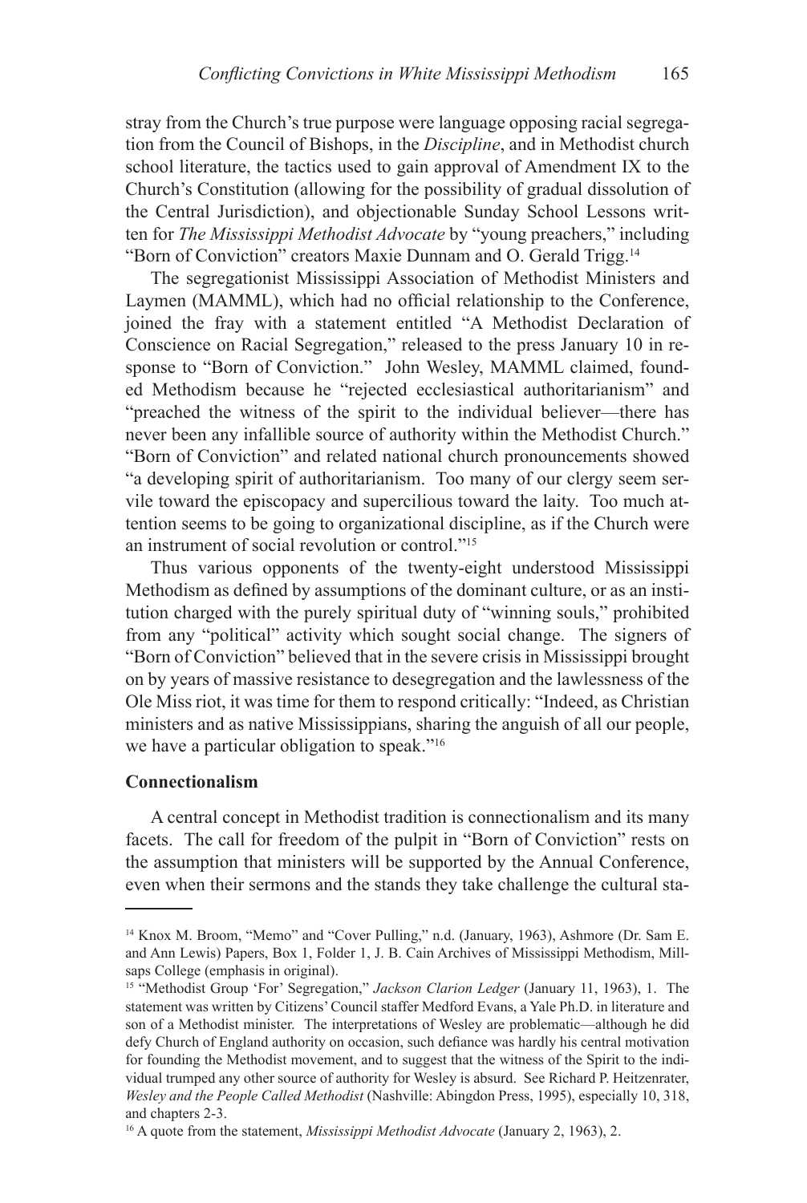stray from the Church's true purpose were language opposing racial segregation from the Council of Bishops, in the *Discipline*, and in Methodist church school literature, the tactics used to gain approval of Amendment IX to the Church's Constitution (allowing for the possibility of gradual dissolution of the Central Jurisdiction), and objectionable Sunday School Lessons written for *The Mississippi Methodist Advocate* by "young preachers," including "Born of Conviction" creators Maxie Dunnam and O. Gerald Trigg.[14]

The segregationist Mississippi Association of Methodist Ministers and Laymen (MAMML), which had no official relationship to the Conference, joined the fray with a statement entitled "A Methodist Declaration of Conscience on Racial Segregation," released to the press January 10 in response to "Born of Conviction." John Wesley, MAMML claimed, founded Methodism because he "rejected ecclesiastical authoritarianism" and "preached the witness of the spirit to the individual believer—there has never been any infallible source of authority within the Methodist Church." "Born of Conviction" and related national church pronouncements showed "a developing spirit of authoritarianism. Too many of our clergy seem servile toward the episcopacy and supercilious toward the laity. Too much attention seems to be going to organizational discipline, as if the Church were an instrument of social revolution or control."[15]

Thus various opponents of the twenty-eight understood Mississippi Methodism as defined by assumptions of the dominant culture, or as an institution charged with the purely spiritual duty of "winning souls," prohibited from any "political" activity which sought social change. The signers of "Born of Conviction" believed that in the severe crisis in Mississippi brought on by years of massive resistance to desegregation and the lawlessness of the Ole Miss riot, it was time for them to respond critically: "Indeed, as Christian ministers and as native Mississippians, sharing the anguish of all our people, we have a particular obligation to speak."[16]

**Connectionalism**

A central concept in Methodist tradition is connectionalism and its many facets. The call for freedom of the pulpit in "Born of Conviction" rests on the assumption that ministers will be supported by the Annual Conference, even when their sermons and the stands they take challenge the cultural sta-

---

[14] Knox M. Broom, "Memo" and "Cover Pulling," n.d. (January, 1963), Ashmore (Dr. Sam E. and Ann Lewis) Papers, Box 1, Folder 1, J. B. Cain Archives of Mississippi Methodism, Millsaps College (emphasis in original).

[15] "Methodist Group 'For' Segregation," *Jackson Clarion Ledger* (January 11, 1963), 1. The statement was written by Citizens' Council staffer Medford Evans, a Yale Ph.D. in literature and son of a Methodist minister. The interpretations of Wesley are problematic—although he did defy Church of England authority on occasion, such defiance was hardly his central motivation for founding the Methodist movement, and to suggest that the witness of the Spirit to the individual trumped any other source of authority for Wesley is absurd. See Richard P. Heitzenrater, *Wesley and the People Called Methodist* (Nashville: Abingdon Press, 1995), especially 10, 318, and chapters 2-3.

[16] A quote from the statement, *Mississippi Methodist Advocate* (January 2, 1963), 2.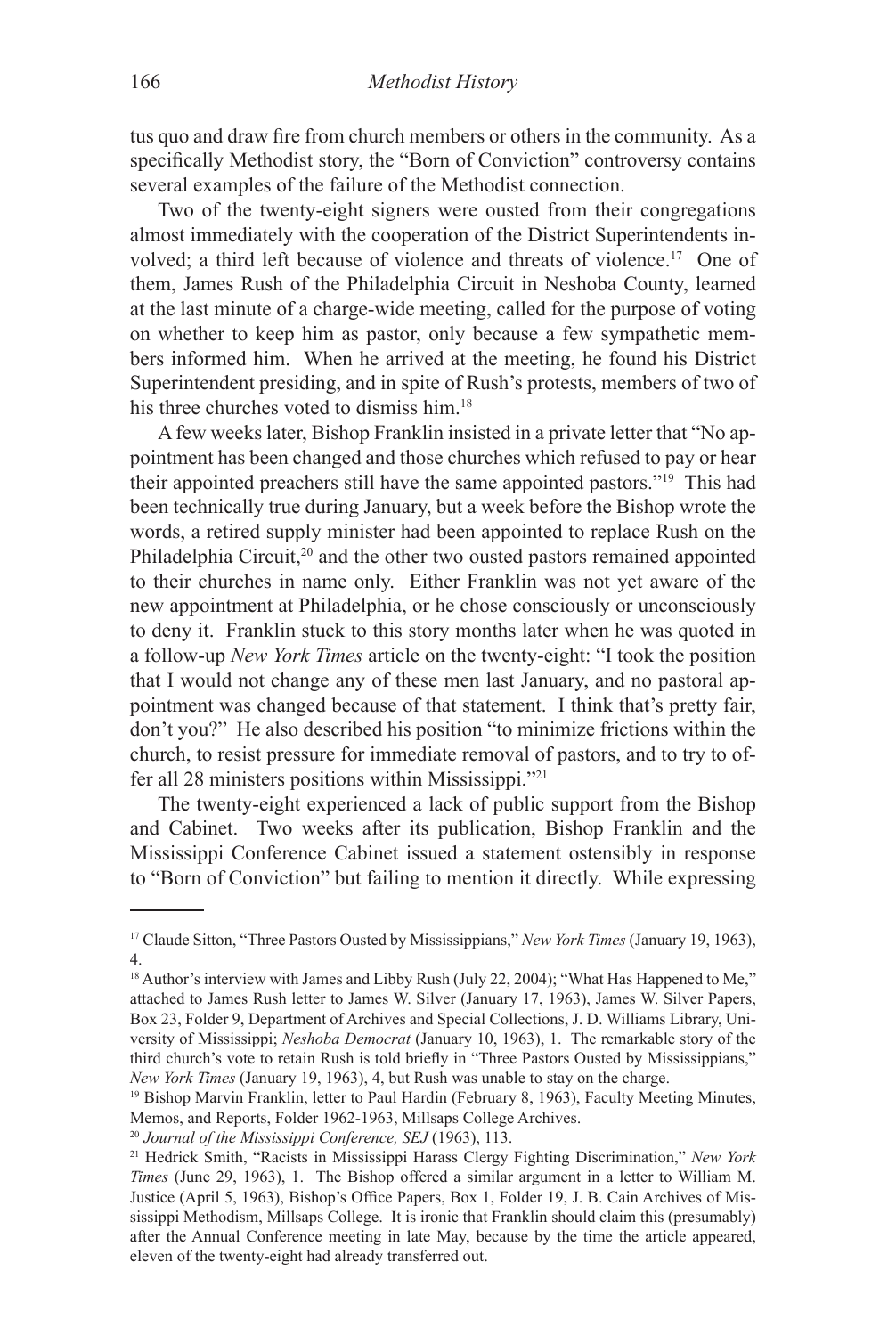tus quo and draw fire from church members or others in the community. As a specifically Methodist story, the "Born of Conviction" controversy contains several examples of the failure of the Methodist connection.

Two of the twenty-eight signers were ousted from their congregations almost immediately with the cooperation of the District Superintendents involved; a third left because of violence and threats of violence.[17] One of them, James Rush of the Philadelphia Circuit in Neshoba County, learned at the last minute of a charge-wide meeting, called for the purpose of voting on whether to keep him as pastor, only because a few sympathetic members informed him. When he arrived at the meeting, he found his District Superintendent presiding, and in spite of Rush's protests, members of two of his three churches voted to dismiss him.[18]

A few weeks later, Bishop Franklin insisted in a private letter that "No appointment has been changed and those churches which refused to pay or hear their appointed preachers still have the same appointed pastors."[19] This had been technically true during January, but a week before the Bishop wrote the words, a retired supply minister had been appointed to replace Rush on the Philadelphia Circuit,[20] and the other two ousted pastors remained appointed to their churches in name only. Either Franklin was not yet aware of the new appointment at Philadelphia, or he chose consciously or unconsciously to deny it. Franklin stuck to this story months later when he was quoted in a follow-up *New York Times* article on the twenty-eight: "I took the position that I would not change any of these men last January, and no pastoral appointment was changed because of that statement. I think that's pretty fair, don't you?" He also described his position "to minimize frictions within the church, to resist pressure for immediate removal of pastors, and to try to offer all 28 ministers positions within Mississippi."[21]

The twenty-eight experienced a lack of public support from the Bishop and Cabinet. Two weeks after its publication, Bishop Franklin and the Mississippi Conference Cabinet issued a statement ostensibly in response to "Born of Conviction" but failing to mention it directly. While expressing

---

[17] Claude Sitton, "Three Pastors Ousted by Mississippians," *New York Times* (January 19, 1963), 4.

[18] Author's interview with James and Libby Rush (July 22, 2004); "What Has Happened to Me," attached to James Rush letter to James W. Silver (January 17, 1963), James W. Silver Papers, Box 23, Folder 9, Department of Archives and Special Collections, J. D. Williams Library, University of Mississippi; *Neshoba Democrat* (January 10, 1963), 1. The remarkable story of the third church's vote to retain Rush is told briefly in "Three Pastors Ousted by Mississippians," *New York Times* (January 19, 1963), 4, but Rush was unable to stay on the charge.

[19] Bishop Marvin Franklin, letter to Paul Hardin (February 8, 1963), Faculty Meeting Minutes, Memos, and Reports, Folder 1962-1963, Millsaps College Archives.

[20] *Journal of the Mississippi Conference, SEJ* (1963), 113.

[21] Hedrick Smith, "Racists in Mississippi Harass Clergy Fighting Discrimination," *New York Times* (June 29, 1963), 1. The Bishop offered a similar argument in a letter to William M. Justice (April 5, 1963), Bishop's Office Papers, Box 1, Folder 19, J. B. Cain Archives of Mississippi Methodism, Millsaps College. It is ironic that Franklin should claim this (presumably) after the Annual Conference meeting in late May, because by the time the article appeared, eleven of the twenty-eight had already transferred out.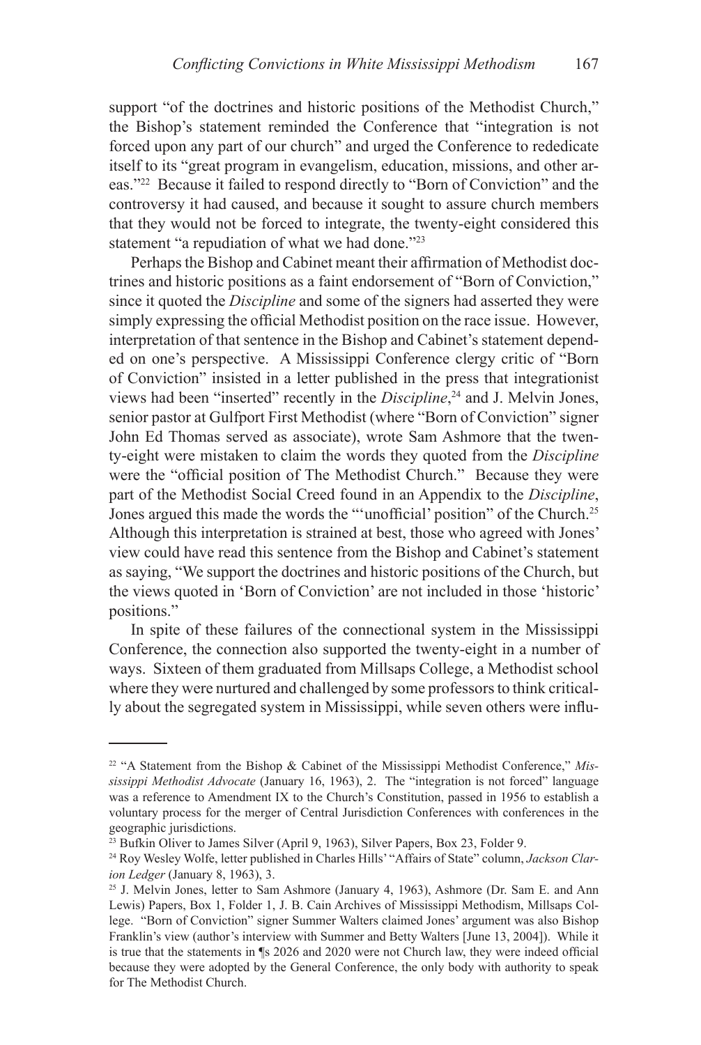support "of the doctrines and historic positions of the Methodist Church," the Bishop's statement reminded the Conference that "integration is not forced upon any part of our church" and urged the Conference to rededicate itself to its "great program in evangelism, education, missions, and other areas."[22] Because it failed to respond directly to "Born of Conviction" and the controversy it had caused, and because it sought to assure church members that they would not be forced to integrate, the twenty-eight considered this statement "a repudiation of what we had done."[23]

Perhaps the Bishop and Cabinet meant their affirmation of Methodist doctrines and historic positions as a faint endorsement of "Born of Conviction," since it quoted the *Discipline* and some of the signers had asserted they were simply expressing the official Methodist position on the race issue. However, interpretation of that sentence in the Bishop and Cabinet's statement depended on one's perspective. A Mississippi Conference clergy critic of "Born of Conviction" insisted in a letter published in the press that integrationist views had been "inserted" recently in the *Discipline*,[24] and J. Melvin Jones, senior pastor at Gulfport First Methodist (where "Born of Conviction" signer John Ed Thomas served as associate), wrote Sam Ashmore that the twenty-eight were mistaken to claim the words they quoted from the *Discipline* were the "official position of The Methodist Church." Because they were part of the Methodist Social Creed found in an Appendix to the *Discipline*, Jones argued this made the words the "'unofficial' position" of the Church.[25] Although this interpretation is strained at best, those who agreed with Jones' view could have read this sentence from the Bishop and Cabinet's statement as saying, "We support the doctrines and historic positions of the Church, but the views quoted in 'Born of Conviction' are not included in those 'historic' positions."

In spite of these failures of the connectional system in the Mississippi Conference, the connection also supported the twenty-eight in a number of ways. Sixteen of them graduated from Millsaps College, a Methodist school where they were nurtured and challenged by some professors to think critically about the segregated system in Mississippi, while seven others were influ-

---

[22] "A Statement from the Bishop & Cabinet of the Mississippi Methodist Conference," *Mississippi Methodist Advocate* (January 16, 1963), 2. The "integration is not forced" language was a reference to Amendment IX to the Church's Constitution, passed in 1956 to establish a voluntary process for the merger of Central Jurisdiction Conferences with conferences in the geographic jurisdictions.

[23] Bufkin Oliver to James Silver (April 9, 1963), Silver Papers, Box 23, Folder 9.

[24] Roy Wesley Wolfe, letter published in Charles Hills' "Affairs of State" column, *Jackson Clarion Ledger* (January 8, 1963), 3.

[25] J. Melvin Jones, letter to Sam Ashmore (January 4, 1963), Ashmore (Dr. Sam E. and Ann Lewis) Papers, Box 1, Folder 1, J. B. Cain Archives of Mississippi Methodism, Millsaps College. "Born of Conviction" signer Summer Walters claimed Jones' argument was also Bishop Franklin's view (author's interview with Summer and Betty Walters [June 13, 2004]). While it is true that the statements in ¶s 2026 and 2020 were not Church law, they were indeed official because they were adopted by the General Conference, the only body with authority to speak for The Methodist Church.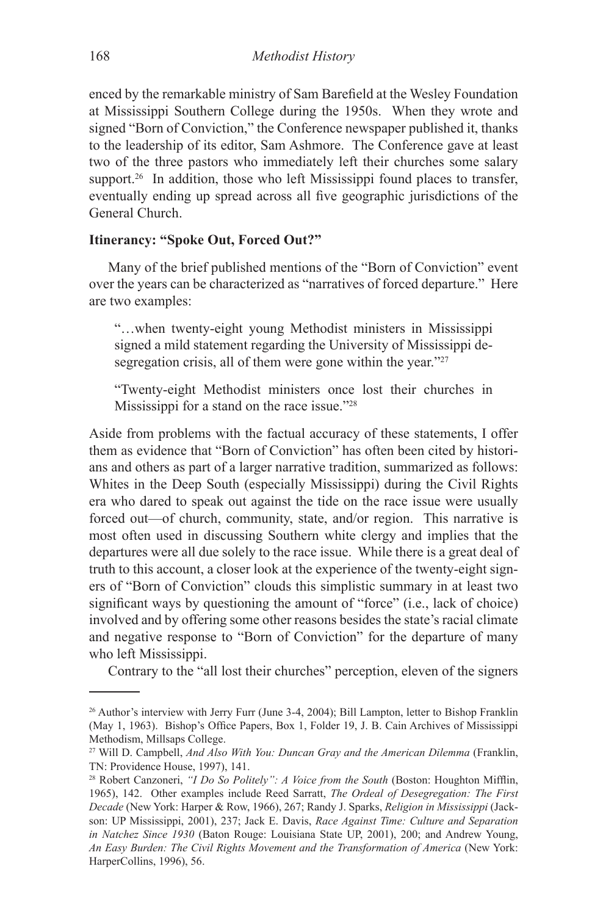enced by the remarkable ministry of Sam Barefield at the Wesley Foundation at Mississippi Southern College during the 1950s. When they wrote and signed "Born of Conviction," the Conference newspaper published it, thanks to the leadership of its editor, Sam Ashmore. The Conference gave at least two of the three pastors who immediately left their churches some salary support.[26] In addition, those who left Mississippi found places to transfer, eventually ending up spread across all five geographic jurisdictions of the General Church.

**Itinerancy: "Spoke Out, Forced Out?"**

Many of the brief published mentions of the "Born of Conviction" event over the years can be characterized as "narratives of forced departure." Here are two examples:

> "…when twenty-eight young Methodist ministers in Mississippi signed a mild statement regarding the University of Mississippi desegregation crisis, all of them were gone within the year."[27]

> "Twenty-eight Methodist ministers once lost their churches in Mississippi for a stand on the race issue."[28]

Aside from problems with the factual accuracy of these statements, I offer them as evidence that "Born of Conviction" has often been cited by historians and others as part of a larger narrative tradition, summarized as follows: Whites in the Deep South (especially Mississippi) during the Civil Rights era who dared to speak out against the tide on the race issue were usually forced out—of church, community, state, and/or region. This narrative is most often used in discussing Southern white clergy and implies that the departures were all due solely to the race issue. While there is a great deal of truth to this account, a closer look at the experience of the twenty-eight signers of "Born of Conviction" clouds this simplistic summary in at least two significant ways by questioning the amount of "force" (i.e., lack of choice) involved and by offering some other reasons besides the state's racial climate and negative response to "Born of Conviction" for the departure of many who left Mississippi.

Contrary to the "all lost their churches" perception, eleven of the signers

---

[26] Author's interview with Jerry Furr (June 3-4, 2004); Bill Lampton, letter to Bishop Franklin (May 1, 1963). Bishop's Office Papers, Box 1, Folder 19, J. B. Cain Archives of Mississippi Methodism, Millsaps College.

[27] Will D. Campbell, *And Also With You: Duncan Gray and the American Dilemma* (Franklin, TN: Providence House, 1997), 141.

[28] Robert Canzoneri, *"I Do So Politely": A Voice from the South* (Boston: Houghton Mifflin, 1965), 142. Other examples include Reed Sarratt, *The Ordeal of Desegregation: The First Decade* (New York: Harper & Row, 1966), 267; Randy J. Sparks, *Religion in Mississippi* (Jackson: UP Mississippi, 2001), 237; Jack E. Davis, *Race Against Time: Culture and Separation in Natchez Since 1930* (Baton Rouge: Louisiana State UP, 2001), 200; and Andrew Young, *An Easy Burden: The Civil Rights Movement and the Transformation of America* (New York: HarperCollins, 1996), 56.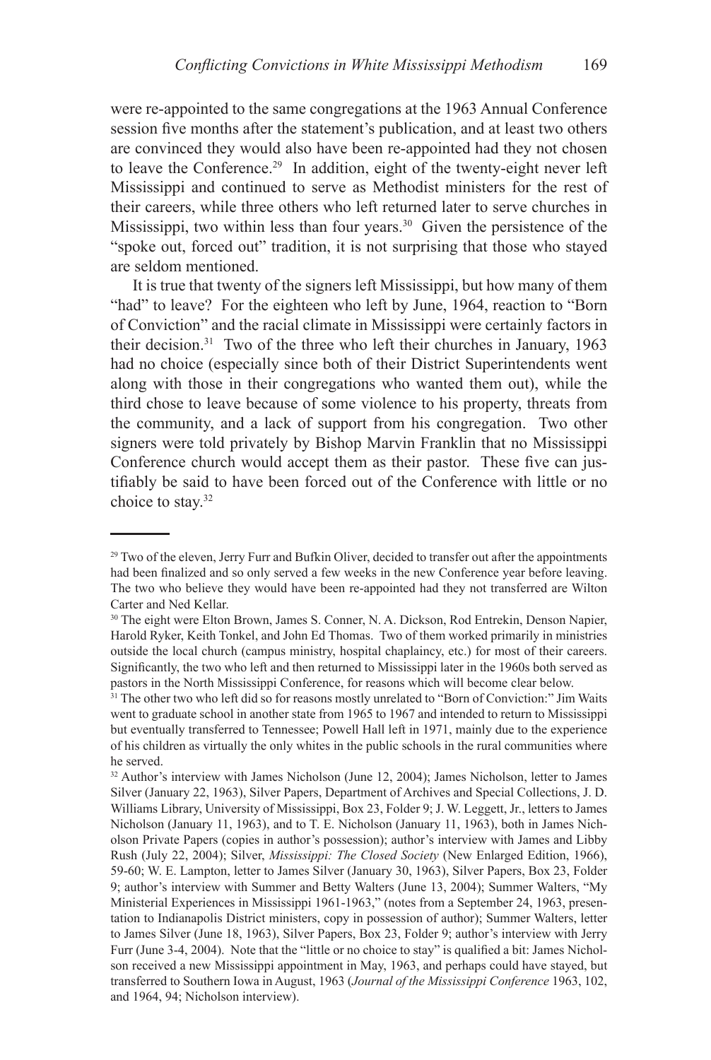were re-appointed to the same congregations at the 1963 Annual Conference session five months after the statement's publication, and at least two others are convinced they would also have been re-appointed had they not chosen to leave the Conference.[29] In addition, eight of the twenty-eight never left Mississippi and continued to serve as Methodist ministers for the rest of their careers, while three others who left returned later to serve churches in Mississippi, two within less than four years.[30] Given the persistence of the "spoke out, forced out" tradition, it is not surprising that those who stayed are seldom mentioned.

It is true that twenty of the signers left Mississippi, but how many of them "had" to leave? For the eighteen who left by June, 1964, reaction to "Born of Conviction" and the racial climate in Mississippi were certainly factors in their decision.[31] Two of the three who left their churches in January, 1963 had no choice (especially since both of their District Superintendents went along with those in their congregations who wanted them out), while the third chose to leave because of some violence to his property, threats from the community, and a lack of support from his congregation. Two other signers were told privately by Bishop Marvin Franklin that no Mississippi Conference church would accept them as their pastor. These five can justifiably be said to have been forced out of the Conference with little or no choice to stay.[32]

---

[29] Two of the eleven, Jerry Furr and Bufkin Oliver, decided to transfer out after the appointments had been finalized and so only served a few weeks in the new Conference year before leaving. The two who believe they would have been re-appointed had they not transferred are Wilton Carter and Ned Kellar.

[30] The eight were Elton Brown, James S. Conner, N. A. Dickson, Rod Entrekin, Denson Napier, Harold Ryker, Keith Tonkel, and John Ed Thomas. Two of them worked primarily in ministries outside the local church (campus ministry, hospital chaplaincy, etc.) for most of their careers. Significantly, the two who left and then returned to Mississippi later in the 1960s both served as pastors in the North Mississippi Conference, for reasons which will become clear below.

[31] The other two who left did so for reasons mostly unrelated to "Born of Conviction:" Jim Waits went to graduate school in another state from 1965 to 1967 and intended to return to Mississippi but eventually transferred to Tennessee; Powell Hall left in 1971, mainly due to the experience of his children as virtually the only whites in the public schools in the rural communities where he served.

[32] Author's interview with James Nicholson (June 12, 2004); James Nicholson, letter to James Silver (January 22, 1963), Silver Papers, Department of Archives and Special Collections, J. D. Williams Library, University of Mississippi, Box 23, Folder 9; J. W. Leggett, Jr., letters to James Nicholson (January 11, 1963), and to T. E. Nicholson (January 11, 1963), both in James Nicholson Private Papers (copies in author's possession); author's interview with James and Libby Rush (July 22, 2004); Silver, *Mississippi: The Closed Society* (New Enlarged Edition, 1966), 59-60; W. E. Lampton, letter to James Silver (January 30, 1963), Silver Papers, Box 23, Folder 9; author's interview with Summer and Betty Walters (June 13, 2004); Summer Walters, "My Ministerial Experiences in Mississippi 1961-1963," (notes from a September 24, 1963, presentation to Indianapolis District ministers, copy in possession of author); Summer Walters, letter to James Silver (June 18, 1963), Silver Papers, Box 23, Folder 9; author's interview with Jerry Furr (June 3-4, 2004). Note that the "little or no choice to stay" is qualified a bit: James Nicholson received a new Mississippi appointment in May, 1963, and perhaps could have stayed, but transferred to Southern Iowa in August, 1963 (*Journal of the Mississippi Conference* 1963, 102, and 1964, 94; Nicholson interview).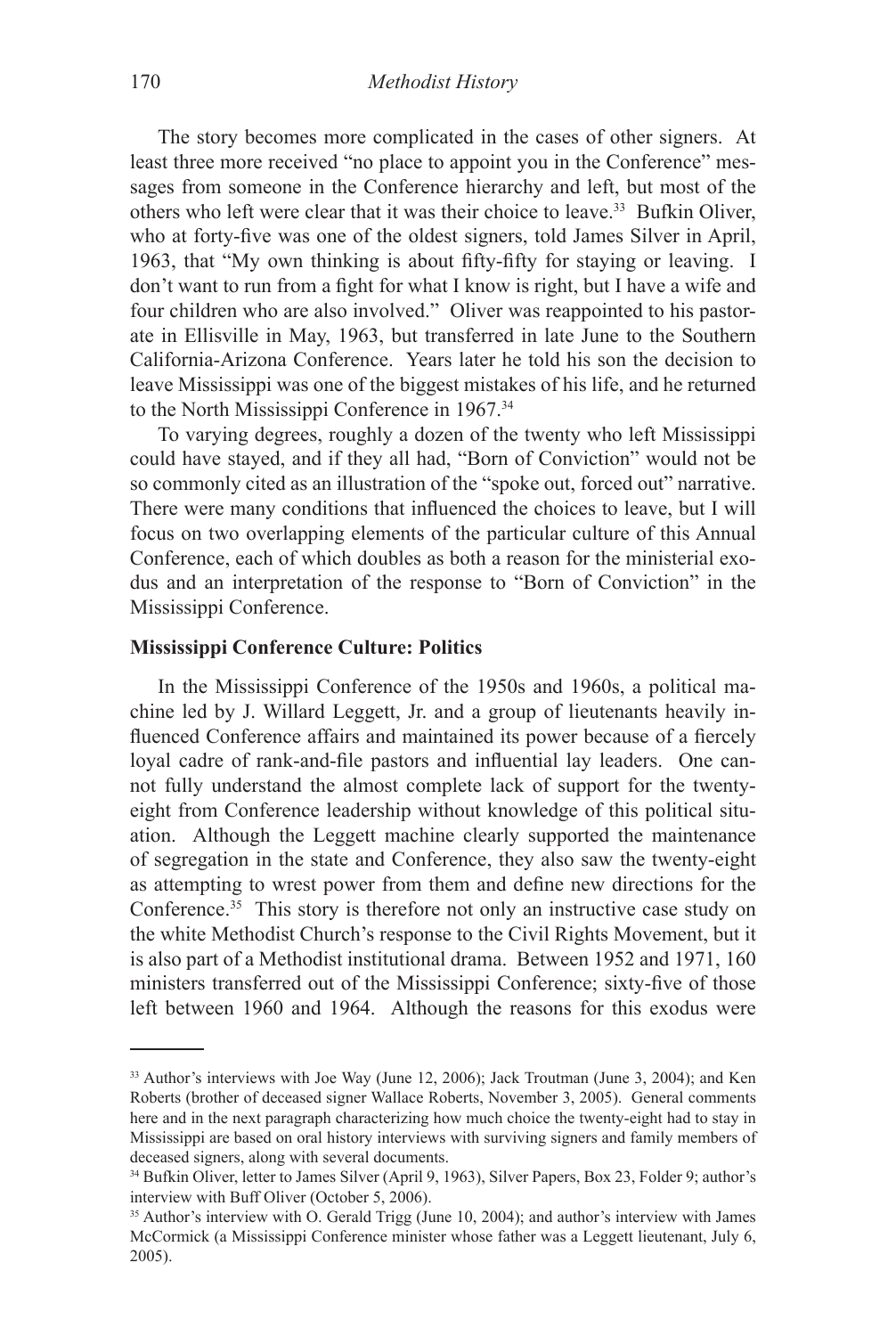The story becomes more complicated in the cases of other signers. At least three more received "no place to appoint you in the Conference" messages from someone in the Conference hierarchy and left, but most of the others who left were clear that it was their choice to leave.[33] Bufkin Oliver, who at forty-five was one of the oldest signers, told James Silver in April, 1963, that "My own thinking is about fifty-fifty for staying or leaving. I don't want to run from a fight for what I know is right, but I have a wife and four children who are also involved." Oliver was reappointed to his pastorate in Ellisville in May, 1963, but transferred in late June to the Southern California-Arizona Conference. Years later he told his son the decision to leave Mississippi was one of the biggest mistakes of his life, and he returned to the North Mississippi Conference in 1967.[34]

To varying degrees, roughly a dozen of the twenty who left Mississippi could have stayed, and if they all had, "Born of Conviction" would not be so commonly cited as an illustration of the "spoke out, forced out" narrative. There were many conditions that influenced the choices to leave, but I will focus on two overlapping elements of the particular culture of this Annual Conference, each of which doubles as both a reason for the ministerial exodus and an interpretation of the response to "Born of Conviction" in the Mississippi Conference.

**Mississippi Conference Culture: Politics**

In the Mississippi Conference of the 1950s and 1960s, a political machine led by J. Willard Leggett, Jr. and a group of lieutenants heavily influenced Conference affairs and maintained its power because of a fiercely loyal cadre of rank-and-file pastors and influential lay leaders. One cannot fully understand the almost complete lack of support for the twenty-eight from Conference leadership without knowledge of this political situation. Although the Leggett machine clearly supported the maintenance of segregation in the state and Conference, they also saw the twenty-eight as attempting to wrest power from them and define new directions for the Conference.[35] This story is therefore not only an instructive case study on the white Methodist Church's response to the Civil Rights Movement, but it is also part of a Methodist institutional drama. Between 1952 and 1971, 160 ministers transferred out of the Mississippi Conference; sixty-five of those left between 1960 and 1964. Although the reasons for this exodus were

---

[33] Author's interviews with Joe Way (June 12, 2006); Jack Troutman (June 3, 2004); and Ken Roberts (brother of deceased signer Wallace Roberts, November 3, 2005). General comments here and in the next paragraph characterizing how much choice the twenty-eight had to stay in Mississippi are based on oral history interviews with surviving signers and family members of deceased signers, along with several documents.

[34] Bufkin Oliver, letter to James Silver (April 9, 1963), Silver Papers, Box 23, Folder 9; author's interview with Buff Oliver (October 5, 2006).

[35] Author's interview with O. Gerald Trigg (June 10, 2004); and author's interview with James McCormick (a Mississippi Conference minister whose father was a Leggett lieutenant, July 6, 2005).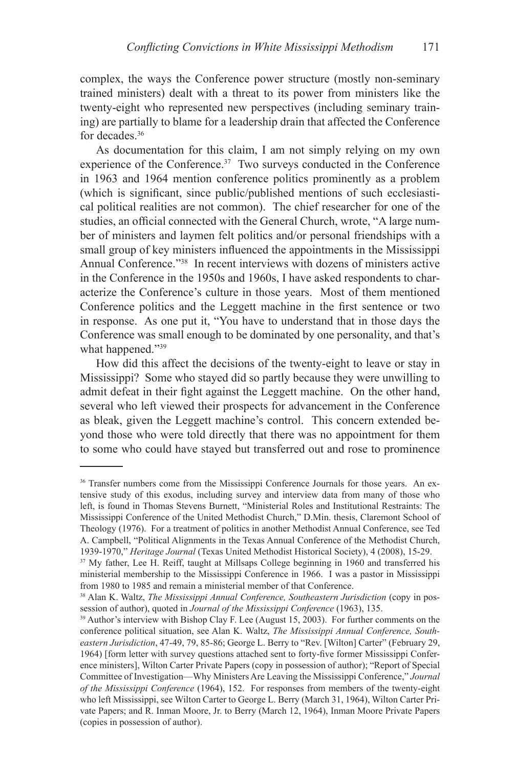complex, the ways the Conference power structure (mostly non-seminary trained ministers) dealt with a threat to its power from ministers like the twenty-eight who represented new perspectives (including seminary training) are partially to blame for a leadership drain that affected the Conference for decades.[36]

As documentation for this claim, I am not simply relying on my own experience of the Conference.[37] Two surveys conducted in the Conference in 1963 and 1964 mention conference politics prominently as a problem (which is significant, since public/published mentions of such ecclesiastical political realities are not common). The chief researcher for one of the studies, an official connected with the General Church, wrote, "A large number of ministers and laymen felt politics and/or personal friendships with a small group of key ministers influenced the appointments in the Mississippi Annual Conference."[38] In recent interviews with dozens of ministers active in the Conference in the 1950s and 1960s, I have asked respondents to characterize the Conference's culture in those years. Most of them mentioned Conference politics and the Leggett machine in the first sentence or two in response. As one put it, "You have to understand that in those days the Conference was small enough to be dominated by one personality, and that's what happened."[39]

How did this affect the decisions of the twenty-eight to leave or stay in Mississippi? Some who stayed did so partly because they were unwilling to admit defeat in their fight against the Leggett machine. On the other hand, several who left viewed their prospects for advancement in the Conference as bleak, given the Leggett machine's control. This concern extended beyond those who were told directly that there was no appointment for them to some who could have stayed but transferred out and rose to prominence

---

[36] Transfer numbers come from the Mississippi Conference Journals for those years. An extensive study of this exodus, including survey and interview data from many of those who left, is found in Thomas Stevens Burnett, "Ministerial Roles and Institutional Restraints: The Mississippi Conference of the United Methodist Church," D.Min. thesis, Claremont School of Theology (1976). For a treatment of politics in another Methodist Annual Conference, see Ted A. Campbell, "Political Alignments in the Texas Annual Conference of the Methodist Church, 1939-1970," *Heritage Journal* (Texas United Methodist Historical Society), 4 (2008), 15-29.

[37] My father, Lee H. Reiff, taught at Millsaps College beginning in 1960 and transferred his ministerial membership to the Mississippi Conference in 1966. I was a pastor in Mississippi from 1980 to 1985 and remain a ministerial member of that Conference.

[38] Alan K. Waltz, *The Mississippi Annual Conference, Southeastern Jurisdiction* (copy in possession of author), quoted in *Journal of the Mississippi Conference* (1963), 135.

[39] Author's interview with Bishop Clay F. Lee (August 15, 2003). For further comments on the conference political situation, see Alan K. Waltz, *The Mississippi Annual Conference, Southeastern Jurisdiction*, 47-49, 79, 85-86; George L. Berry to "Rev. [Wilton] Carter" (February 29, 1964) [form letter with survey questions attached sent to forty-five former Mississippi Conference ministers], Wilton Carter Private Papers (copy in possession of author); "Report of Special Committee of Investigation—Why Ministers Are Leaving the Mississippi Conference," *Journal of the Mississippi Conference* (1964), 152. For responses from members of the twenty-eight who left Mississippi, see Wilton Carter to George L. Berry (March 31, 1964), Wilton Carter Private Papers; and R. Inman Moore, Jr. to Berry (March 12, 1964), Inman Moore Private Papers (copies in possession of author).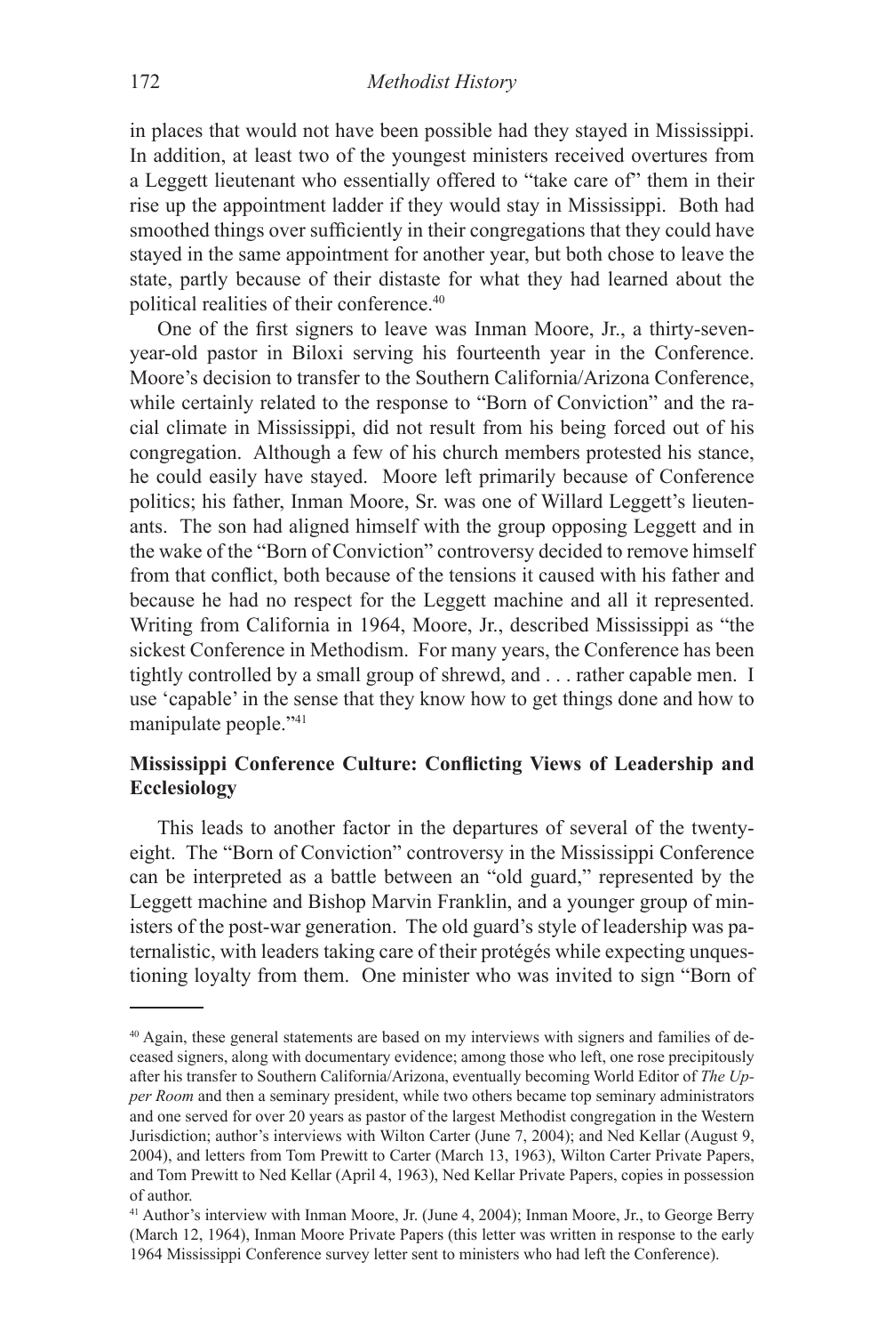in places that would not have been possible had they stayed in Mississippi. In addition, at least two of the youngest ministers received overtures from a Leggett lieutenant who essentially offered to "take care of" them in their rise up the appointment ladder if they would stay in Mississippi. Both had smoothed things over sufficiently in their congregations that they could have stayed in the same appointment for another year, but both chose to leave the state, partly because of their distaste for what they had learned about the political realities of their conference.[40]

One of the first signers to leave was Inman Moore, Jr., a thirty-seven-year-old pastor in Biloxi serving his fourteenth year in the Conference. Moore's decision to transfer to the Southern California/Arizona Conference, while certainly related to the response to "Born of Conviction" and the racial climate in Mississippi, did not result from his being forced out of his congregation. Although a few of his church members protested his stance, he could easily have stayed. Moore left primarily because of Conference politics; his father, Inman Moore, Sr. was one of Willard Leggett's lieutenants. The son had aligned himself with the group opposing Leggett and in the wake of the "Born of Conviction" controversy decided to remove himself from that conflict, both because of the tensions it caused with his father and because he had no respect for the Leggett machine and all it represented. Writing from California in 1964, Moore, Jr., described Mississippi as "the sickest Conference in Methodism. For many years, the Conference has been tightly controlled by a small group of shrewd, and . . . rather capable men. I use 'capable' in the sense that they know how to get things done and how to manipulate people."[41]

### Mississippi Conference Culture: Conflicting Views of Leadership and Ecclesiology

This leads to another factor in the departures of several of the twenty-eight. The "Born of Conviction" controversy in the Mississippi Conference can be interpreted as a battle between an "old guard," represented by the Leggett machine and Bishop Marvin Franklin, and a younger group of ministers of the post-war generation. The old guard's style of leadership was paternalistic, with leaders taking care of their protégés while expecting unquestioning loyalty from them. One minister who was invited to sign "Born of

---

[40] Again, these general statements are based on my interviews with signers and families of deceased signers, along with documentary evidence; among those who left, one rose precipitously after his transfer to Southern California/Arizona, eventually becoming World Editor of *The Upper Room* and then a seminary president, while two others became top seminary administrators and one served for over 20 years as pastor of the largest Methodist congregation in the Western Jurisdiction; author's interviews with Wilton Carter (June 7, 2004); and Ned Kellar (August 9, 2004), and letters from Tom Prewitt to Carter (March 13, 1963), Wilton Carter Private Papers, and Tom Prewitt to Ned Kellar (April 4, 1963), Ned Kellar Private Papers, copies in possession of author.

[41] Author's interview with Inman Moore, Jr. (June 4, 2004); Inman Moore, Jr., to George Berry (March 12, 1964), Inman Moore Private Papers (this letter was written in response to the early 1964 Mississippi Conference survey letter sent to ministers who had left the Conference).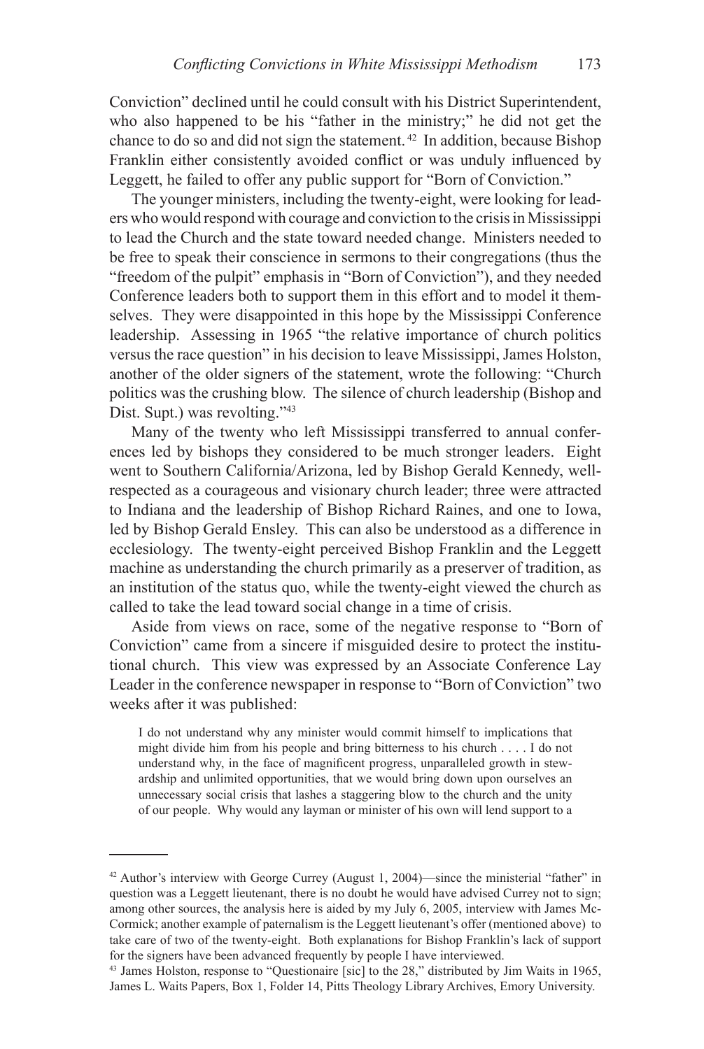Conviction" declined until he could consult with his District Superintendent, who also happened to be his "father in the ministry;" he did not get the chance to do so and did not sign the statement.[42] In addition, because Bishop Franklin either consistently avoided conflict or was unduly influenced by Leggett, he failed to offer any public support for "Born of Conviction."

The younger ministers, including the twenty-eight, were looking for leaders who would respond with courage and conviction to the crisis in Mississippi to lead the Church and the state toward needed change. Ministers needed to be free to speak their conscience in sermons to their congregations (thus the "freedom of the pulpit" emphasis in "Born of Conviction"), and they needed Conference leaders both to support them in this effort and to model it themselves. They were disappointed in this hope by the Mississippi Conference leadership. Assessing in 1965 "the relative importance of church politics versus the race question" in his decision to leave Mississippi, James Holston, another of the older signers of the statement, wrote the following: "Church politics was the crushing blow. The silence of church leadership (Bishop and Dist. Supt.) was revolting."[43]

Many of the twenty who left Mississippi transferred to annual conferences led by bishops they considered to be much stronger leaders. Eight went to Southern California/Arizona, led by Bishop Gerald Kennedy, well-respected as a courageous and visionary church leader; three were attracted to Indiana and the leadership of Bishop Richard Raines, and one to Iowa, led by Bishop Gerald Ensley. This can also be understood as a difference in ecclesiology. The twenty-eight perceived Bishop Franklin and the Leggett machine as understanding the church primarily as a preserver of tradition, as an institution of the status quo, while the twenty-eight viewed the church as called to take the lead toward social change in a time of crisis.

Aside from views on race, some of the negative response to "Born of Conviction" came from a sincere if misguided desire to protect the institutional church. This view was expressed by an Associate Conference Lay Leader in the conference newspaper in response to "Born of Conviction" two weeks after it was published:

> I do not understand why any minister would commit himself to implications that might divide him from his people and bring bitterness to his church . . . . I do not understand why, in the face of magnificent progress, unparalleled growth in stewardship and unlimited opportunities, that we would bring down upon ourselves an unnecessary social crisis that lashes a staggering blow to the church and the unity of our people. Why would any layman or minister of his own will lend support to a

---

[42] Author's interview with George Currey (August 1, 2004)—since the ministerial "father" in question was a Leggett lieutenant, there is no doubt he would have advised Currey not to sign; among other sources, the analysis here is aided by my July 6, 2005, interview with James McCormick; another example of paternalism is the Leggett lieutenant's offer (mentioned above) to take care of two of the twenty-eight. Both explanations for Bishop Franklin's lack of support for the signers have been advanced frequently by people I have interviewed.

[43] James Holston, response to "Questionaire [sic] to the 28," distributed by Jim Waits in 1965, James L. Waits Papers, Box 1, Folder 14, Pitts Theology Library Archives, Emory University.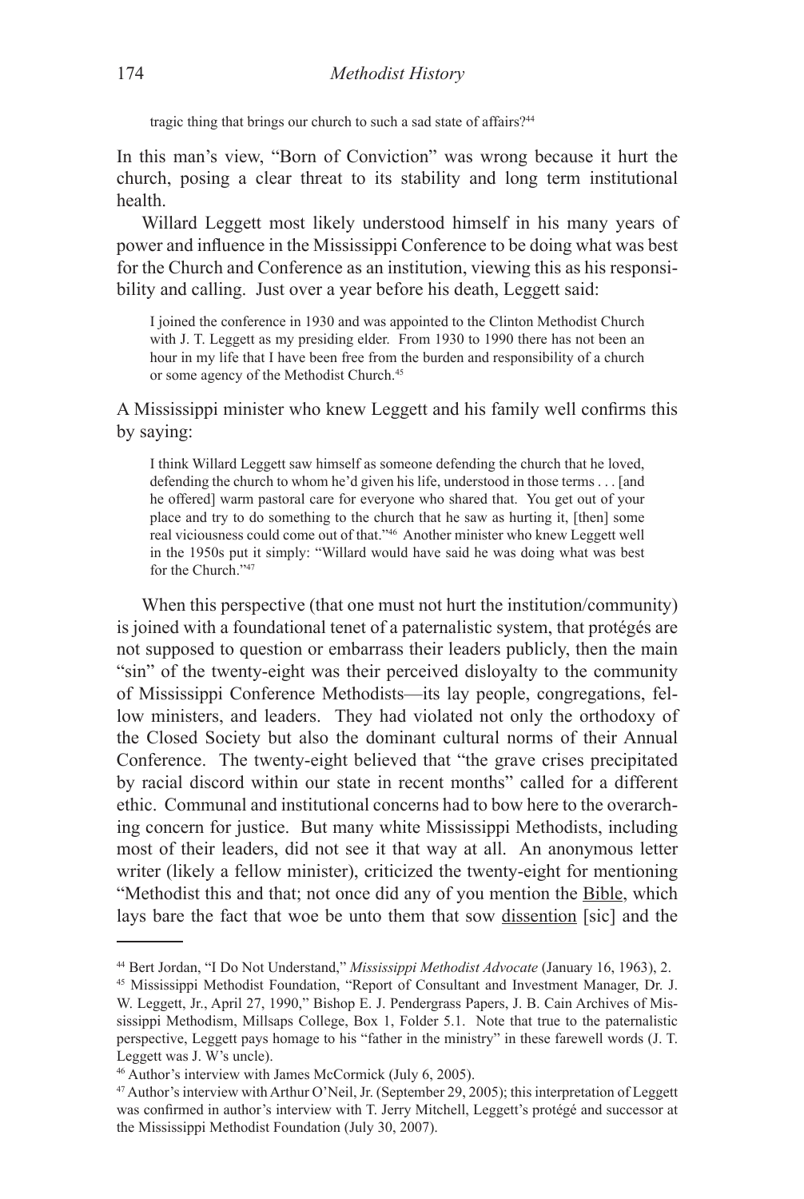> tragic thing that brings our church to such a sad state of affairs?[44]

In this man's view, "Born of Conviction" was wrong because it hurt the church, posing a clear threat to its stability and long term institutional health.

Willard Leggett most likely understood himself in his many years of power and influence in the Mississippi Conference to be doing what was best for the Church and Conference as an institution, viewing this as his responsibility and calling. Just over a year before his death, Leggett said:

> I joined the conference in 1930 and was appointed to the Clinton Methodist Church with J. T. Leggett as my presiding elder. From 1930 to 1990 there has not been an hour in my life that I have been free from the burden and responsibility of a church or some agency of the Methodist Church.[45]

A Mississippi minister who knew Leggett and his family well confirms this by saying:

> I think Willard Leggett saw himself as someone defending the church that he loved, defending the church to whom he'd given his life, understood in those terms . . . [and he offered] warm pastoral care for everyone who shared that. You get out of your place and try to do something to the church that he saw as hurting it, [then] some real viciousness could come out of that."[46] Another minister who knew Leggett well in the 1950s put it simply: "Willard would have said he was doing what was best for the Church."[47]

When this perspective (that one must not hurt the institution/community) is joined with a foundational tenet of a paternalistic system, that protégés are not supposed to question or embarrass their leaders publicly, then the main "sin" of the twenty-eight was their perceived disloyalty to the community of Mississippi Conference Methodists—its lay people, congregations, fellow ministers, and leaders. They had violated not only the orthodoxy of the Closed Society but also the dominant cultural norms of their Annual Conference. The twenty-eight believed that "the grave crises precipitated by racial discord within our state in recent months" called for a different ethic. Communal and institutional concerns had to bow here to the overarching concern for justice. But many white Mississippi Methodists, including most of their leaders, did not see it that way at all. An anonymous letter writer (likely a fellow minister), criticized the twenty-eight for mentioning "Methodist this and that; not once did any of you mention the <u>Bible</u>, which lays bare the fact that woe be unto them that sow <u>dissention</u> [sic] and the

---

[44] Bert Jordan, "I Do Not Understand," *Mississippi Methodist Advocate* (January 16, 1963), 2.

[45] Mississippi Methodist Foundation, "Report of Consultant and Investment Manager, Dr. J. W. Leggett, Jr., April 27, 1990," Bishop E. J. Pendergrass Papers, J. B. Cain Archives of Mississippi Methodism, Millsaps College, Box 1, Folder 5.1. Note that true to the paternalistic perspective, Leggett pays homage to his "father in the ministry" in these farewell words (J. T. Leggett was J. W's uncle).

[46] Author's interview with James McCormick (July 6, 2005).

[47] Author's interview with Arthur O'Neil, Jr. (September 29, 2005); this interpretation of Leggett was confirmed in author's interview with T. Jerry Mitchell, Leggett's protégé and successor at the Mississippi Methodist Foundation (July 30, 2007).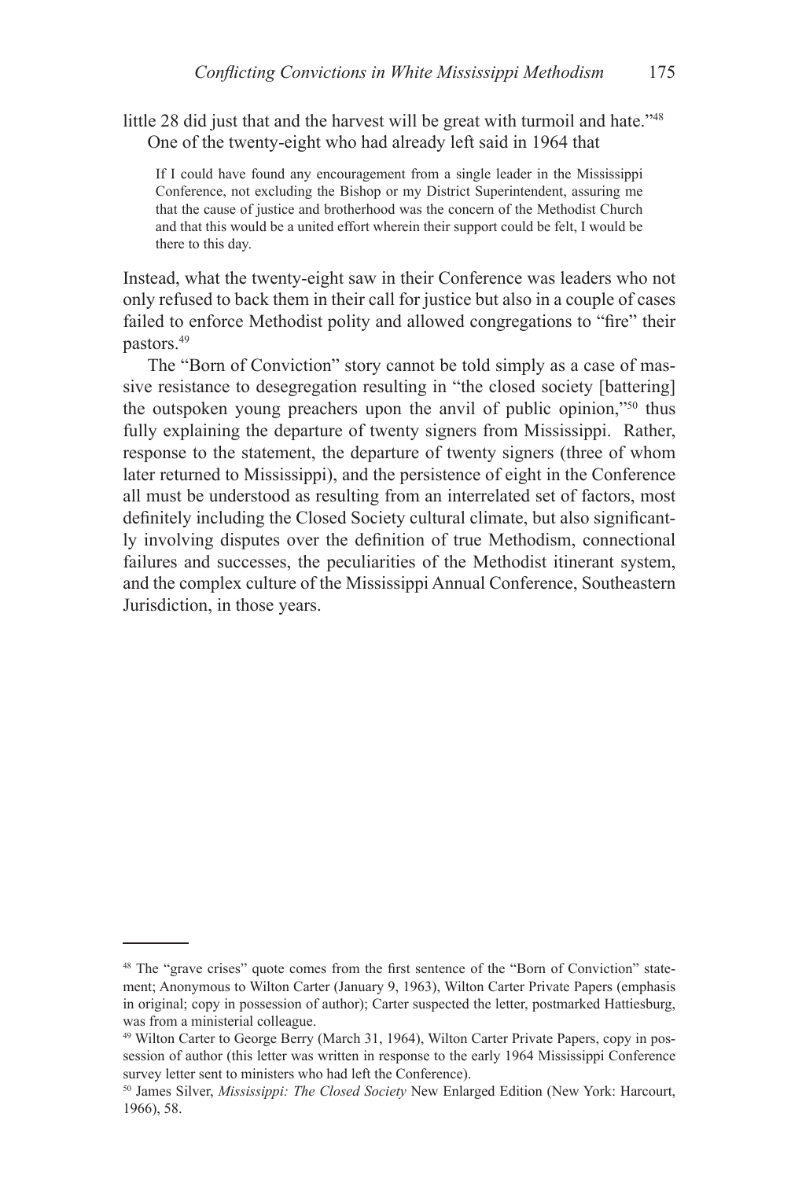little 28 did just that and the harvest will be great with turmoil and hate."[48]

One of the twenty-eight who had already left said in 1964 that

> If I could have found any encouragement from a single leader in the Mississippi Conference, not excluding the Bishop or my District Superintendent, assuring me that the cause of justice and brotherhood was the concern of the Methodist Church and that this would be a united effort wherein their support could be felt, I would be there to this day.

Instead, what the twenty-eight saw in their Conference was leaders who not only refused to back them in their call for justice but also in a couple of cases failed to enforce Methodist polity and allowed congregations to "fire" their pastors.[49]

The "Born of Conviction" story cannot be told simply as a case of massive resistance to desegregation resulting in "the closed society [battering] the outspoken young preachers upon the anvil of public opinion,"[50] thus fully explaining the departure of twenty signers from Mississippi. Rather, response to the statement, the departure of twenty signers (three of whom later returned to Mississippi), and the persistence of eight in the Conference all must be understood as resulting from an interrelated set of factors, most definitely including the Closed Society cultural climate, but also significantly involving disputes over the definition of true Methodism, connectional failures and successes, the peculiarities of the Methodist itinerant system, and the complex culture of the Mississippi Annual Conference, Southeastern Jurisdiction, in those years.

---

[48] The "grave crises" quote comes from the first sentence of the "Born of Conviction" statement; Anonymous to Wilton Carter (January 9, 1963), Wilton Carter Private Papers (emphasis in original; copy in possession of author); Carter suspected the letter, postmarked Hattiesburg, was from a ministerial colleague.

[49] Wilton Carter to George Berry (March 31, 1964), Wilton Carter Private Papers, copy in possession of author (this letter was written in response to the early 1964 Mississippi Conference survey letter sent to ministers who had left the Conference).

[50] James Silver, *Mississippi: The Closed Society* New Enlarged Edition (New York: Harcourt, 1966), 58.